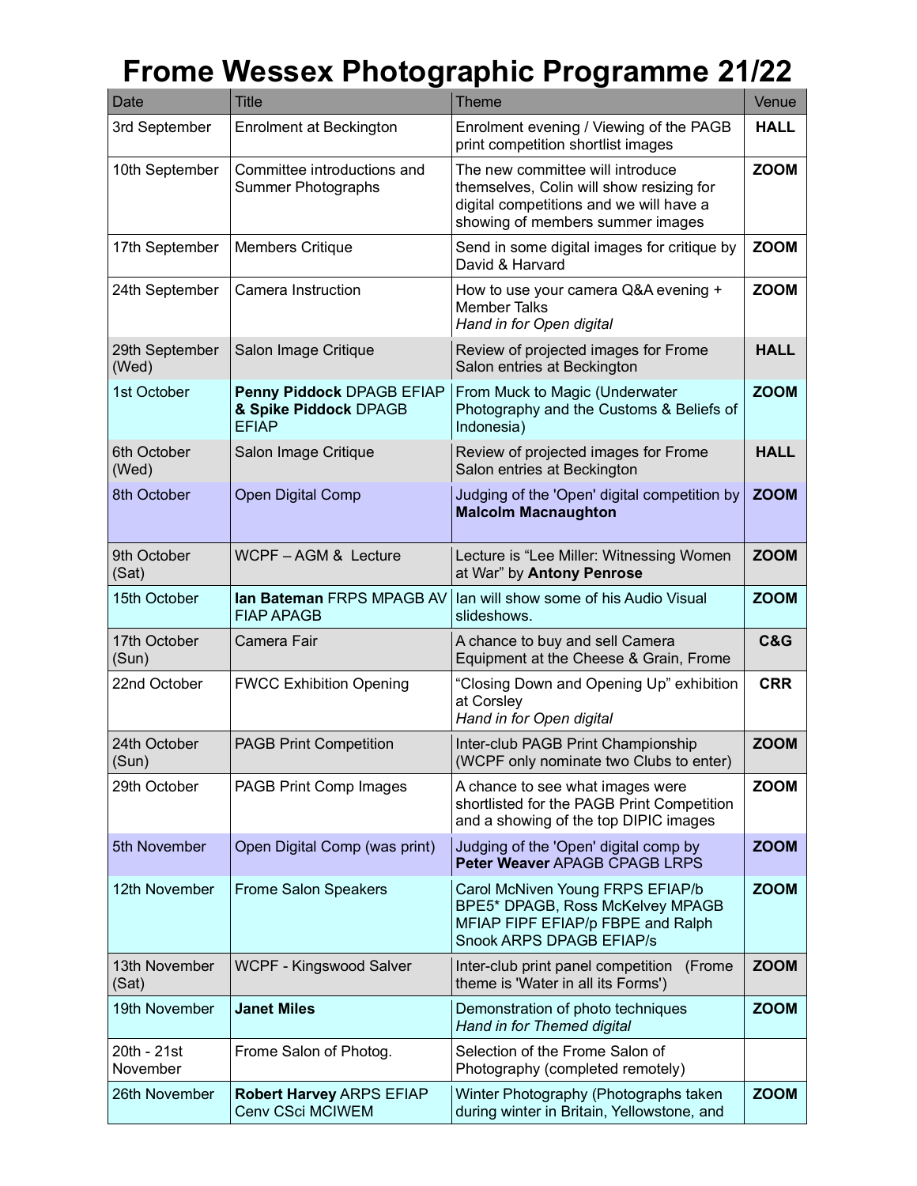# Frome Wessex Photographic Programme 21/22

| Date | Title | Theme | Venue |
|---|---|---|---|
| 3rd September | Enrolment at Beckington | Enrolment evening / Viewing of the PAGB print competition shortlist images | **HALL** |
| 10th September | Committee introductions and Summer Photographs | The new committee will introduce themselves, Colin will show resizing for digital competitions and we will have a showing of members summer images | **ZOOM** |
| 17th September | Members Critique | Send in some digital images for critique by David & Harvard | **ZOOM** |
| 24th September | Camera Instruction | How to use your camera Q&A evening + Member Talks *Hand in for Open digital* | **ZOOM** |
| 29th September (Wed) | Salon Image Critique | Review of projected images for Frome Salon entries at Beckington | **HALL** |
| 1st October | **Penny Piddock** DPAGB EFIAP **& Spike Piddock** DPAGB EFIAP | From Muck to Magic (Underwater Photography and the Customs & Beliefs of Indonesia) | **ZOOM** |
| 6th October (Wed) | Salon Image Critique | Review of projected images for Frome Salon entries at Beckington | **HALL** |
| 8th October | Open Digital Comp | Judging of the 'Open' digital competition by **Malcolm Macnaughton** | **ZOOM** |
| 9th October (Sat) | WCPF – AGM & Lecture | Lecture is "Lee Miller: Witnessing Women at War" by **Antony Penrose** | **ZOOM** |
| 15th October | **Ian Bateman** FRPS MPAGB AV FIAP APAGB | Ian will show some of his Audio Visual slideshows. | **ZOOM** |
| 17th October (Sun) | Camera Fair | A chance to buy and sell Camera Equipment at the Cheese & Grain, Frome | **C&G** |
| 22nd October | FWCC Exhibition Opening | "Closing Down and Opening Up" exhibition at Corsley *Hand in for Open digital* | **CRR** |
| 24th October (Sun) | PAGB Print Competition | Inter-club PAGB Print Championship (WCPF only nominate two Clubs to enter) | **ZOOM** |
| 29th October | PAGB Print Comp Images | A chance to see what images were shortlisted for the PAGB Print Competition and a showing of the top DIPIC images | **ZOOM** |
| 5th November | Open Digital Comp (was print) | Judging of the 'Open' digital comp by **Peter Weaver** APAGB CPAGB LRPS | **ZOOM** |
| 12th November | Frome Salon Speakers | Carol McNiven Young FRPS EFIAP/b BPE5* DPAGB, Ross McKelvey MPAGB MFIAP FIPF EFIAP/p FBPE and Ralph Snook ARPS DPAGB EFIAP/s | **ZOOM** |
| 13th November (Sat) | WCPF - Kingswood Salver | Inter-club print panel competition (Frome theme is 'Water in all its Forms') | **ZOOM** |
| 19th November | **Janet Miles** | Demonstration of photo techniques *Hand in for Themed digital* | **ZOOM** |
| 20th - 21st November | Frome Salon of Photog. | Selection of the Frome Salon of Photography (completed remotely) | |
| 26th November | **Robert Harvey** ARPS EFIAP Cenv CSci MCIWEM | Winter Photography (Photographs taken during winter in Britain, Yellowstone, and | **ZOOM** |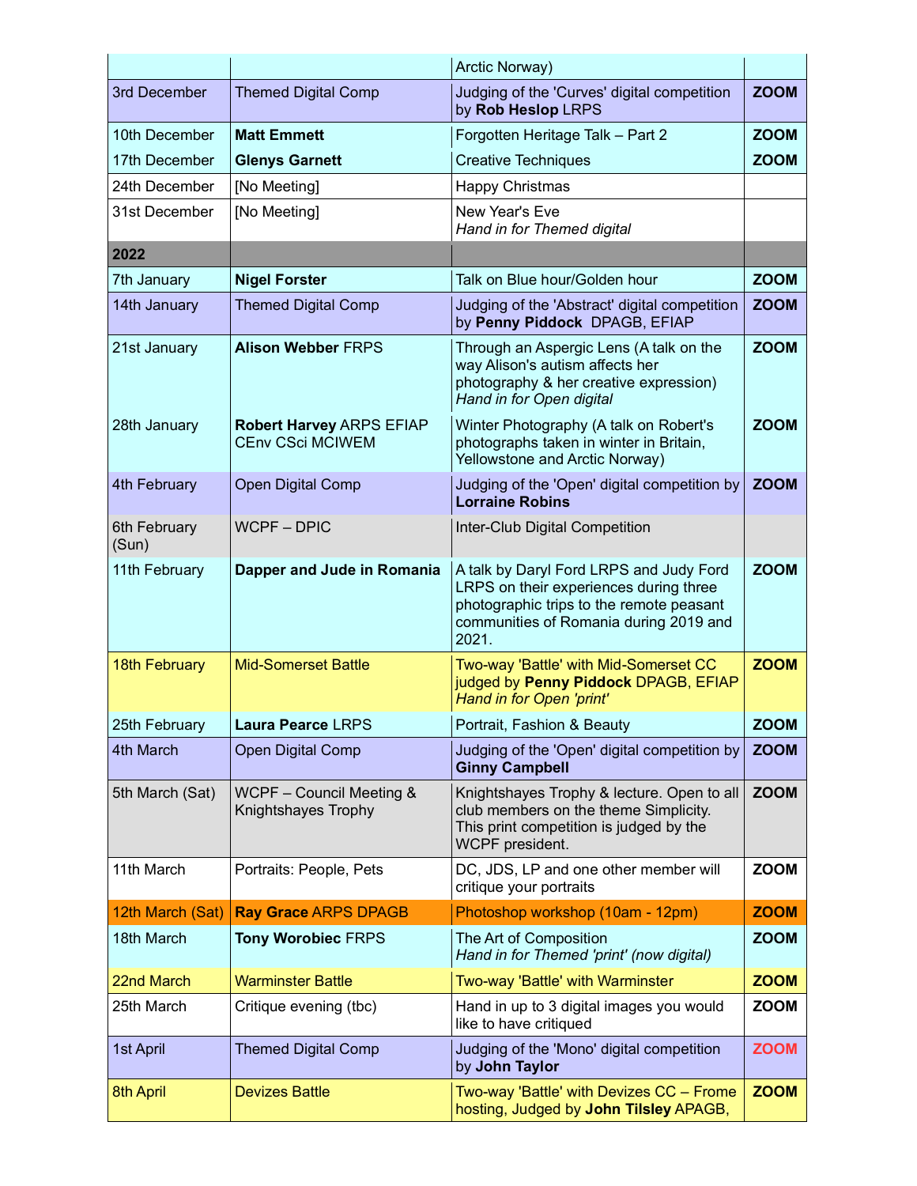| | | | |
|---|---|---|---|
| | | Arctic Norway) | |
| 3rd December | Themed Digital Comp | Judging of the 'Curves' digital competition by **Rob Heslop** LRPS | **ZOOM** |
| 10th December | **Matt Emmett** | Forgotten Heritage Talk – Part 2 | **ZOOM** |
| 17th December | **Glenys Garnett** | Creative Techniques | **ZOOM** |
| 24th December | [No Meeting] | Happy Christmas | |
| 31st December | [No Meeting] | New Year's Eve<br>*Hand in for Themed digital* | |
| **2022** | | | |
| 7th January | **Nigel Forster** | Talk on Blue hour/Golden hour | **ZOOM** |
| 14th January | Themed Digital Comp | Judging of the 'Abstract' digital competition by **Penny Piddock** DPAGB, EFIAP | **ZOOM** |
| 21st January | **Alison Webber** FRPS | Through an Aspergic Lens (A talk on the way Alison's autism affects her photography & her creative expression)<br>*Hand in for Open digital* | **ZOOM** |
| 28th January | **Robert Harvey** ARPS EFIAP CEnv CSci MCIWEM | Winter Photography (A talk on Robert's photographs taken in winter in Britain, Yellowstone and Arctic Norway) | **ZOOM** |
| 4th February | Open Digital Comp | Judging of the 'Open' digital competition by **Lorraine Robins** | **ZOOM** |
| 6th February (Sun) | WCPF – DPIC | Inter-Club Digital Competition | |
| 11th February | **Dapper and Jude in Romania** | A talk by Daryl Ford LRPS and Judy Ford LRPS on their experiences during three photographic trips to the remote peasant communities of Romania during 2019 and 2021. | **ZOOM** |
| 18th February | Mid-Somerset Battle | Two-way 'Battle' with Mid-Somerset CC judged by **Penny Piddock** DPAGB, EFIAP<br>*Hand in for Open 'print'* | **ZOOM** |
| 25th February | **Laura Pearce** LRPS | Portrait, Fashion & Beauty | **ZOOM** |
| 4th March | Open Digital Comp | Judging of the 'Open' digital competition by **Ginny Campbell** | **ZOOM** |
| 5th March (Sat) | WCPF – Council Meeting & Knightshayes Trophy | Knightshayes Trophy & lecture. Open to all club members on the theme Simplicity. This print competition is judged by the WCPF president. | **ZOOM** |
| 11th March | Portraits: People, Pets | DC, JDS, LP and one other member will critique your portraits | **ZOOM** |
| 12th March (Sat) | **Ray Grace** ARPS DPAGB | Photoshop workshop (10am - 12pm) | **ZOOM** |
| 18th March | **Tony Worobiec** FRPS | The Art of Composition<br>*Hand in for Themed 'print' (now digital)* | **ZOOM** |
| 22nd March | Warminster Battle | Two-way 'Battle' with Warminster | **ZOOM** |
| 25th March | Critique evening (tbc) | Hand in up to 3 digital images you would like to have critiqued | **ZOOM** |
| 1st April | Themed Digital Comp | Judging of the 'Mono' digital competition by **John Taylor** | **ZOOM** |
| 8th April | Devizes Battle | Two-way 'Battle' with Devizes CC – Frome hosting, Judged by **John Tilsley** APAGB, | **ZOOM** |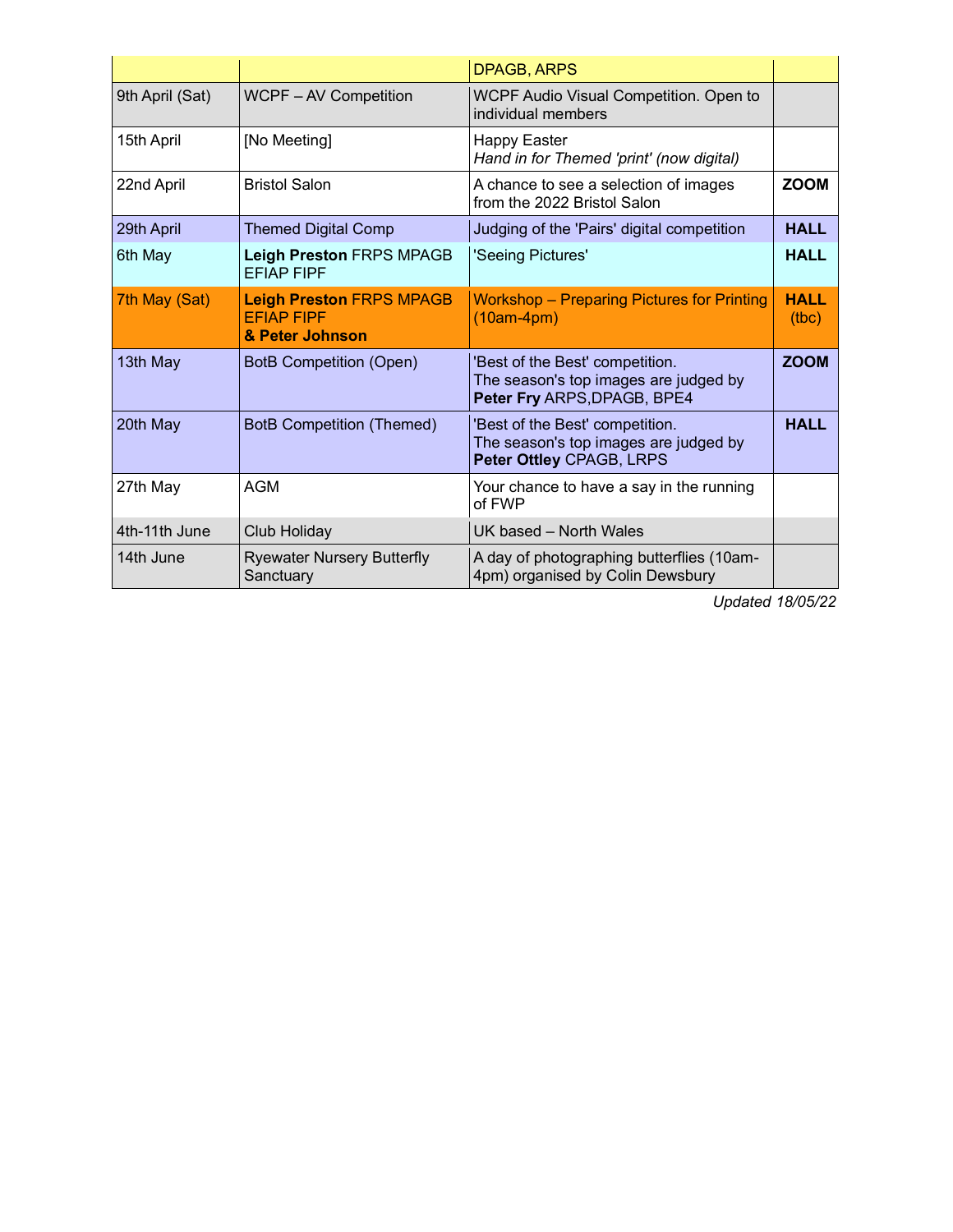| | | | |
|---|---|---|---|
| | | DPAGB, ARPS | |
| 9th April (Sat) | WCPF – AV Competition | WCPF Audio Visual Competition. Open to individual members | |
| 15th April | [No Meeting] | Happy Easter *Hand in for Themed 'print' (now digital)* | |
| 22nd April | Bristol Salon | A chance to see a selection of images from the 2022 Bristol Salon | **ZOOM** |
| 29th April | Themed Digital Comp | Judging of the 'Pairs' digital competition | **HALL** |
| 6th May | **Leigh Preston** FRPS MPAGB EFIAP FIPF | 'Seeing Pictures' | **HALL** |
| 7th May (Sat) | **Leigh Preston** FRPS MPAGB EFIAP FIPF **& Peter Johnson** | Workshop – Preparing Pictures for Printing (10am-4pm) | **HALL** (tbc) |
| 13th May | BotB Competition (Open) | 'Best of the Best' competition. The season's top images are judged by **Peter Fry** ARPS,DPAGB, BPE4 | **ZOOM** |
| 20th May | BotB Competition (Themed) | 'Best of the Best' competition. The season's top images are judged by **Peter Ottley** CPAGB, LRPS | **HALL** |
| 27th May | AGM | Your chance to have a say in the running of FWP | |
| 4th-11th June | Club Holiday | UK based – North Wales | |
| 14th June | Ryewater Nursery Butterfly Sanctuary | A day of photographing butterflies (10am-4pm) organised by Colin Dewsbury | |

*Updated 18/05/22*